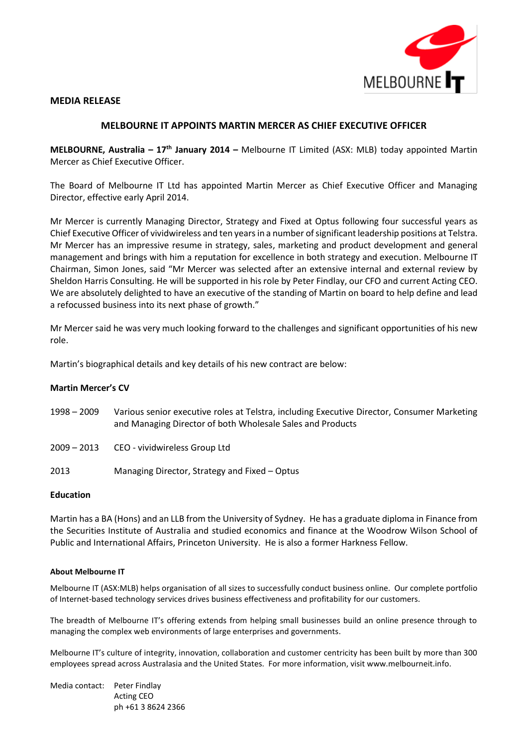**MEDIA RELEASE**

## MELBOURNE IT APPOINTS MARTIN MERCER AS CHIEF EXECUTIVE OFFICER

**MELBOURNE, Australia – 17th January 2014 –** Melbourne IT Limited (ASX: MLB) today appointed Martin Mercer as Chief Executive Officer.

The Board of Melbourne IT Ltd has appointed Martin Mercer as Chief Executive Officer and Managing Director, effective early April 2014.

Mr Mercer is currently Managing Director, Strategy and Fixed at Optus following four successful years as Chief Executive Officer of vividwireless and ten years in a number of significant leadership positions at Telstra. Mr Mercer has an impressive resume in strategy, sales, marketing and product development and general management and brings with him a reputation for excellence in both strategy and execution. Melbourne IT Chairman, Simon Jones, said "Mr Mercer was selected after an extensive internal and external review by Sheldon Harris Consulting. He will be supported in his role by Peter Findlay, our CFO and current Acting CEO. We are absolutely delighted to have an executive of the standing of Martin on board to help define and lead a refocussed business into its next phase of growth."

Mr Mercer said he was very much looking forward to the challenges and significant opportunities of his new role.

Martin's biographical details and key details of his new contract are below:

**Martin Mercer's CV**

| | |
|---|---|
| 1998 – 2009 | Various senior executive roles at Telstra, including Executive Director, Consumer Marketing and Managing Director of both Wholesale Sales and Products |
| 2009 – 2013 | CEO - vividwireless Group Ltd |
| 2013 | Managing Director, Strategy and Fixed – Optus |

**Education**

Martin has a BA (Hons) and an LLB from the University of Sydney. He has a graduate diploma in Finance from the Securities Institute of Australia and studied economics and finance at the Woodrow Wilson School of Public and International Affairs, Princeton University. He is also a former Harkness Fellow.

**About Melbourne IT**

Melbourne IT (ASX:MLB) helps organisation of all sizes to successfully conduct business online. Our complete portfolio of Internet-based technology services drives business effectiveness and profitability for our customers.

The breadth of Melbourne IT's offering extends from helping small businesses build an online presence through to managing the complex web environments of large enterprises and governments.

Melbourne IT's culture of integrity, innovation, collaboration and customer centricity has been built by more than 300 employees spread across Australasia and the United States. For more information, visit www.melbourneit.info.

Media contact: Peter Findlay
Acting CEO
ph +61 3 8624 2366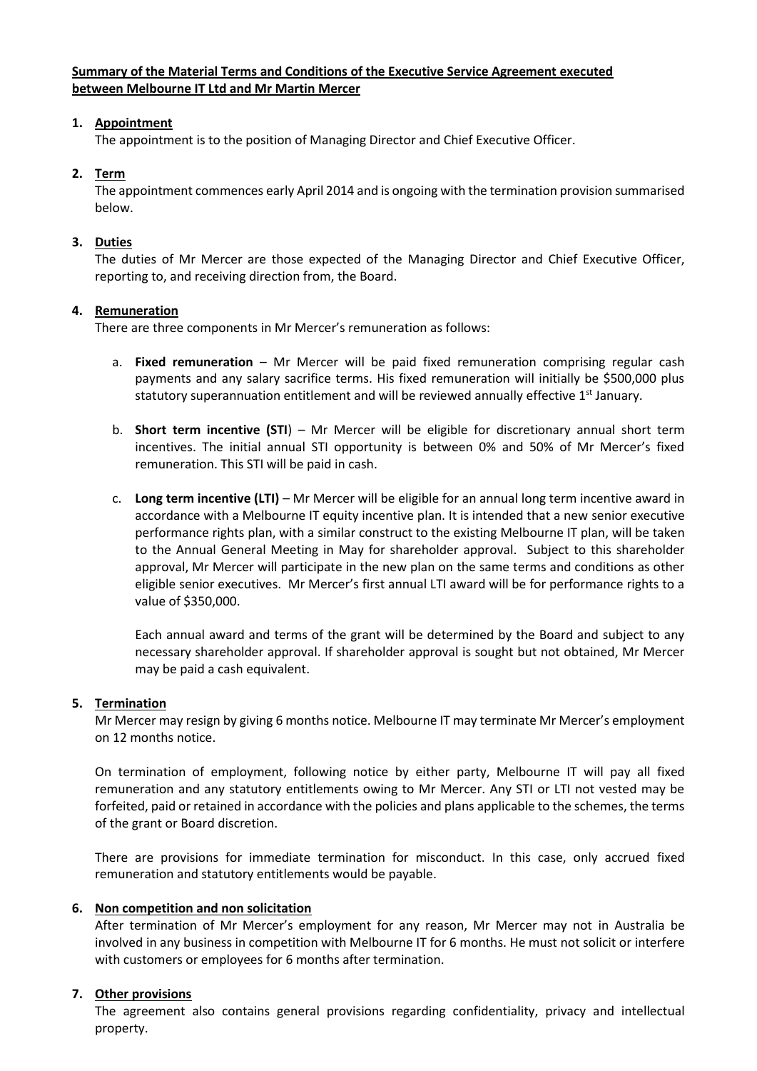**Summary of the Material Terms and Conditions of the Executive Service Agreement executed between Melbourne IT Ltd and Mr Martin Mercer**

1. **Appointment**
   The appointment is to the position of Managing Director and Chief Executive Officer.

2. **Term**
   The appointment commences early April 2014 and is ongoing with the termination provision summarised below.

3. **Duties**
   The duties of Mr Mercer are those expected of the Managing Director and Chief Executive Officer, reporting to, and receiving direction from, the Board.

4. **Remuneration**
   There are three components in Mr Mercer's remuneration as follows:

   a. **Fixed remuneration** – Mr Mercer will be paid fixed remuneration comprising regular cash payments and any salary sacrifice terms. His fixed remuneration will initially be $500,000 plus statutory superannuation entitlement and will be reviewed annually effective 1st January.

   b. **Short term incentive (STI**) – Mr Mercer will be eligible for discretionary annual short term incentives. The initial annual STI opportunity is between 0% and 50% of Mr Mercer's fixed remuneration. This STI will be paid in cash.

   c. **Long term incentive (LTI)** – Mr Mercer will be eligible for an annual long term incentive award in accordance with a Melbourne IT equity incentive plan. It is intended that a new senior executive performance rights plan, with a similar construct to the existing Melbourne IT plan, will be taken to the Annual General Meeting in May for shareholder approval. Subject to this shareholder approval, Mr Mercer will participate in the new plan on the same terms and conditions as other eligible senior executives. Mr Mercer's first annual LTI award will be for performance rights to a value of $350,000.

      Each annual award and terms of the grant will be determined by the Board and subject to any necessary shareholder approval. If shareholder approval is sought but not obtained, Mr Mercer may be paid a cash equivalent.

5. **Termination**
   Mr Mercer may resign by giving 6 months notice. Melbourne IT may terminate Mr Mercer's employment on 12 months notice.

   On termination of employment, following notice by either party, Melbourne IT will pay all fixed remuneration and any statutory entitlements owing to Mr Mercer. Any STI or LTI not vested may be forfeited, paid or retained in accordance with the policies and plans applicable to the schemes, the terms of the grant or Board discretion.

   There are provisions for immediate termination for misconduct. In this case, only accrued fixed remuneration and statutory entitlements would be payable.

6. **Non competition and non solicitation**
   After termination of Mr Mercer's employment for any reason, Mr Mercer may not in Australia be involved in any business in competition with Melbourne IT for 6 months. He must not solicit or interfere with customers or employees for 6 months after termination.

7. **Other provisions**
   The agreement also contains general provisions regarding confidentiality, privacy and intellectual property.